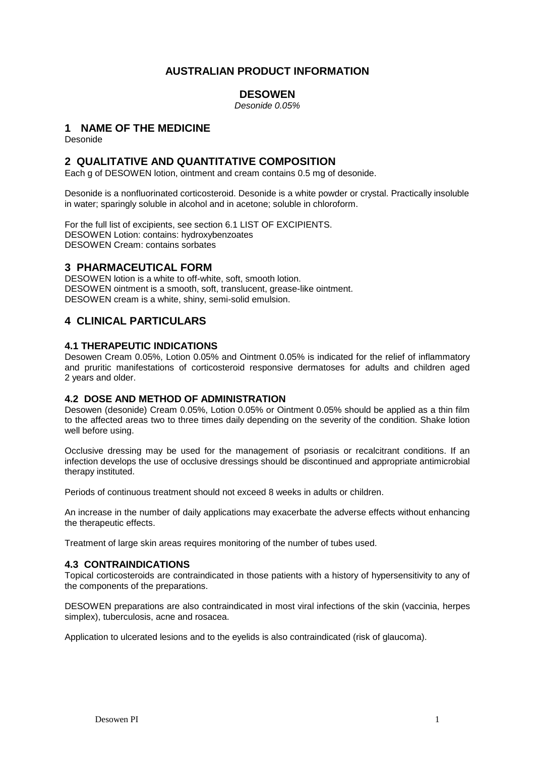# AUSTRALIAN PRODUCT INFORMATION

## DESOWEN

*Desonide 0.05%*

## 1 NAME OF THE MEDICINE

Desonide

## 2 QUALITATIVE AND QUANTITATIVE COMPOSITION

Each g of DESOWEN lotion, ointment and cream contains 0.5 mg of desonide.

Desonide is a nonfluorinated corticosteroid. Desonide is a white powder or crystal. Practically insoluble in water; sparingly soluble in alcohol and in acetone; soluble in chloroform.

For the full list of excipients, see section 6.1 LIST OF EXCIPIENTS.
DESOWEN Lotion: contains: hydroxybenzoates
DESOWEN Cream: contains sorbates

## 3 PHARMACEUTICAL FORM

DESOWEN lotion is a white to off-white, soft, smooth lotion.
DESOWEN ointment is a smooth, soft, translucent, grease-like ointment.
DESOWEN cream is a white, shiny, semi-solid emulsion.

## 4 CLINICAL PARTICULARS

### 4.1 THERAPEUTIC INDICATIONS

Desowen Cream 0.05%, Lotion 0.05% and Ointment 0.05% is indicated for the relief of inflammatory and pruritic manifestations of corticosteroid responsive dermatoses for adults and children aged 2 years and older.

### 4.2 DOSE AND METHOD OF ADMINISTRATION

Desowen (desonide) Cream 0.05%, Lotion 0.05% or Ointment 0.05% should be applied as a thin film to the affected areas two to three times daily depending on the severity of the condition. Shake lotion well before using.

Occlusive dressing may be used for the management of psoriasis or recalcitrant conditions. If an infection develops the use of occlusive dressings should be discontinued and appropriate antimicrobial therapy instituted.

Periods of continuous treatment should not exceed 8 weeks in adults or children.

An increase in the number of daily applications may exacerbate the adverse effects without enhancing the therapeutic effects.

Treatment of large skin areas requires monitoring of the number of tubes used.

### 4.3 CONTRAINDICATIONS

Topical corticosteroids are contraindicated in those patients with a history of hypersensitivity to any of the components of the preparations.

DESOWEN preparations are also contraindicated in most viral infections of the skin (vaccinia, herpes simplex), tuberculosis, acne and rosacea.

Application to ulcerated lesions and to the eyelids is also contraindicated (risk of glaucoma).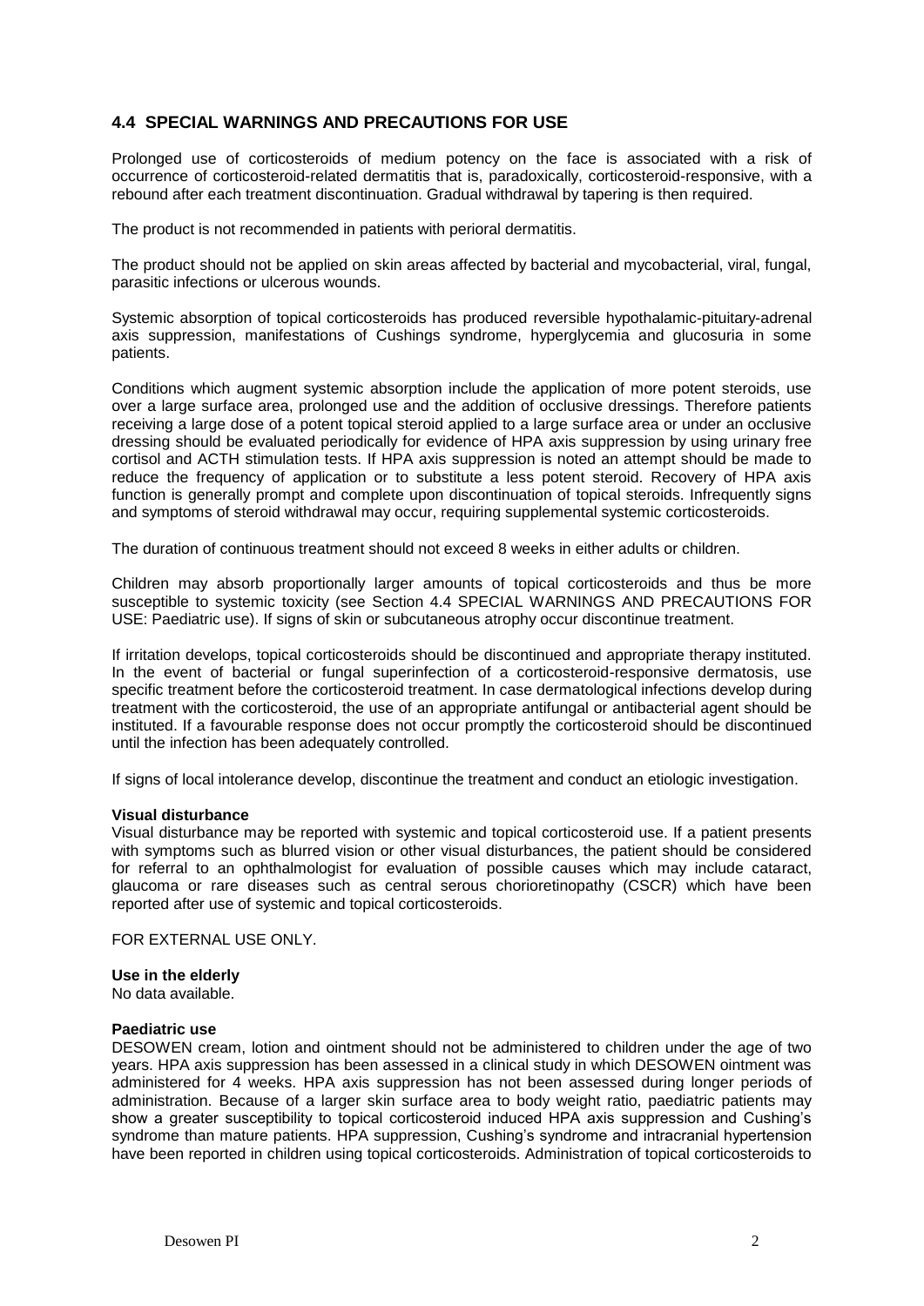## 4.4 SPECIAL WARNINGS AND PRECAUTIONS FOR USE

Prolonged use of corticosteroids of medium potency on the face is associated with a risk of occurrence of corticosteroid-related dermatitis that is, paradoxically, corticosteroid-responsive, with a rebound after each treatment discontinuation. Gradual withdrawal by tapering is then required.

The product is not recommended in patients with perioral dermatitis.

The product should not be applied on skin areas affected by bacterial and mycobacterial, viral, fungal, parasitic infections or ulcerous wounds.

Systemic absorption of topical corticosteroids has produced reversible hypothalamic-pituitary-adrenal axis suppression, manifestations of Cushings syndrome, hyperglycemia and glucosuria in some patients.

Conditions which augment systemic absorption include the application of more potent steroids, use over a large surface area, prolonged use and the addition of occlusive dressings. Therefore patients receiving a large dose of a potent topical steroid applied to a large surface area or under an occlusive dressing should be evaluated periodically for evidence of HPA axis suppression by using urinary free cortisol and ACTH stimulation tests. If HPA axis suppression is noted an attempt should be made to reduce the frequency of application or to substitute a less potent steroid. Recovery of HPA axis function is generally prompt and complete upon discontinuation of topical steroids. Infrequently signs and symptoms of steroid withdrawal may occur, requiring supplemental systemic corticosteroids.

The duration of continuous treatment should not exceed 8 weeks in either adults or children.

Children may absorb proportionally larger amounts of topical corticosteroids and thus be more susceptible to systemic toxicity (see Section 4.4 SPECIAL WARNINGS AND PRECAUTIONS FOR USE: Paediatric use). If signs of skin or subcutaneous atrophy occur discontinue treatment.

If irritation develops, topical corticosteroids should be discontinued and appropriate therapy instituted. In the event of bacterial or fungal superinfection of a corticosteroid-responsive dermatosis, use specific treatment before the corticosteroid treatment. In case dermatological infections develop during treatment with the corticosteroid, the use of an appropriate antifungal or antibacterial agent should be instituted. If a favourable response does not occur promptly the corticosteroid should be discontinued until the infection has been adequately controlled.

If signs of local intolerance develop, discontinue the treatment and conduct an etiologic investigation.

**Visual disturbance**
Visual disturbance may be reported with systemic and topical corticosteroid use. If a patient presents with symptoms such as blurred vision or other visual disturbances, the patient should be considered for referral to an ophthalmologist for evaluation of possible causes which may include cataract, glaucoma or rare diseases such as central serous chorioretinopathy (CSCR) which have been reported after use of systemic and topical corticosteroids.

FOR EXTERNAL USE ONLY.

**Use in the elderly**
No data available.

**Paediatric use**
DESOWEN cream, lotion and ointment should not be administered to children under the age of two years. HPA axis suppression has been assessed in a clinical study in which DESOWEN ointment was administered for 4 weeks. HPA axis suppression has not been assessed during longer periods of administration. Because of a larger skin surface area to body weight ratio, paediatric patients may show a greater susceptibility to topical corticosteroid induced HPA axis suppression and Cushing's syndrome than mature patients. HPA suppression, Cushing's syndrome and intracranial hypertension have been reported in children using topical corticosteroids. Administration of topical corticosteroids to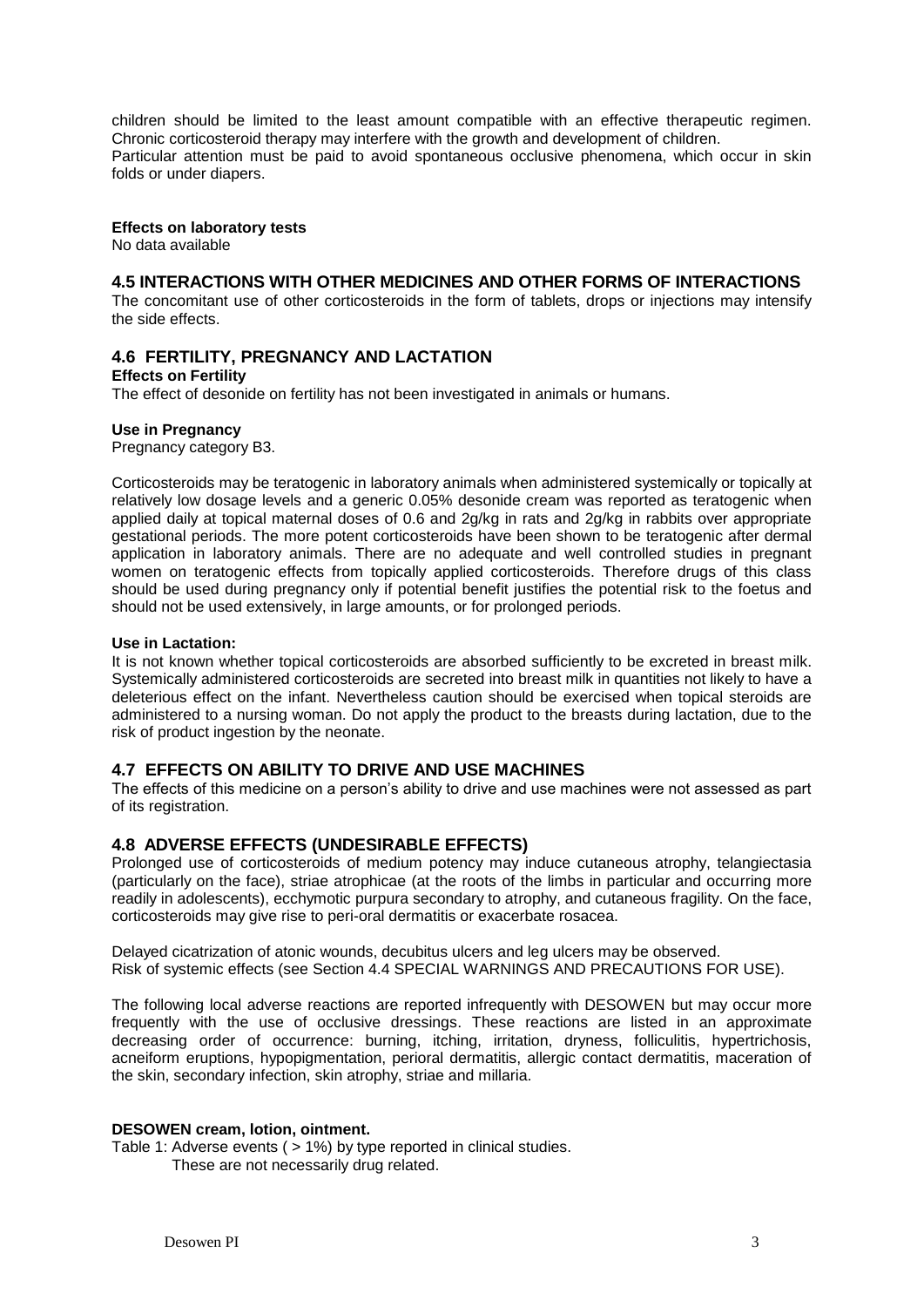children should be limited to the least amount compatible with an effective therapeutic regimen. Chronic corticosteroid therapy may interfere with the growth and development of children.
Particular attention must be paid to avoid spontaneous occlusive phenomena, which occur in skin folds or under diapers.

**Effects on laboratory tests**
No data available

## 4.5 INTERACTIONS WITH OTHER MEDICINES AND OTHER FORMS OF INTERACTIONS

The concomitant use of other corticosteroids in the form of tablets, drops or injections may intensify the side effects.

## 4.6 FERTILITY, PREGNANCY AND LACTATION

**Effects on Fertility**
The effect of desonide on fertility has not been investigated in animals or humans.

**Use in Pregnancy**
Pregnancy category B3.

Corticosteroids may be teratogenic in laboratory animals when administered systemically or topically at relatively low dosage levels and a generic 0.05% desonide cream was reported as teratogenic when applied daily at topical maternal doses of 0.6 and 2g/kg in rats and 2g/kg in rabbits over appropriate gestational periods. The more potent corticosteroids have been shown to be teratogenic after dermal application in laboratory animals. There are no adequate and well controlled studies in pregnant women on teratogenic effects from topically applied corticosteroids. Therefore drugs of this class should be used during pregnancy only if potential benefit justifies the potential risk to the foetus and should not be used extensively, in large amounts, or for prolonged periods.

**Use in Lactation:**
It is not known whether topical corticosteroids are absorbed sufficiently to be excreted in breast milk. Systemically administered corticosteroids are secreted into breast milk in quantities not likely to have a deleterious effect on the infant. Nevertheless caution should be exercised when topical steroids are administered to a nursing woman. Do not apply the product to the breasts during lactation, due to the risk of product ingestion by the neonate.

## 4.7 EFFECTS ON ABILITY TO DRIVE AND USE MACHINES

The effects of this medicine on a person's ability to drive and use machines were not assessed as part of its registration.

## 4.8 ADVERSE EFFECTS (UNDESIRABLE EFFECTS)

Prolonged use of corticosteroids of medium potency may induce cutaneous atrophy, telangiectasia (particularly on the face), striae atrophicae (at the roots of the limbs in particular and occurring more readily in adolescents), ecchymotic purpura secondary to atrophy, and cutaneous fragility. On the face, corticosteroids may give rise to peri-oral dermatitis or exacerbate rosacea.

Delayed cicatrization of atonic wounds, decubitus ulcers and leg ulcers may be observed.
Risk of systemic effects (see Section 4.4 SPECIAL WARNINGS AND PRECAUTIONS FOR USE).

The following local adverse reactions are reported infrequently with DESOWEN but may occur more frequently with the use of occlusive dressings. These reactions are listed in an approximate decreasing order of occurrence: burning, itching, irritation, dryness, folliculitis, hypertrichosis, acneiform eruptions, hypopigmentation, perioral dermatitis, allergic contact dermatitis, maceration of the skin, secondary infection, skin atrophy, striae and millaria.

**DESOWEN cream, lotion, ointment.**

Table 1: Adverse events ( > 1%) by type reported in clinical studies.
These are not necessarily drug related.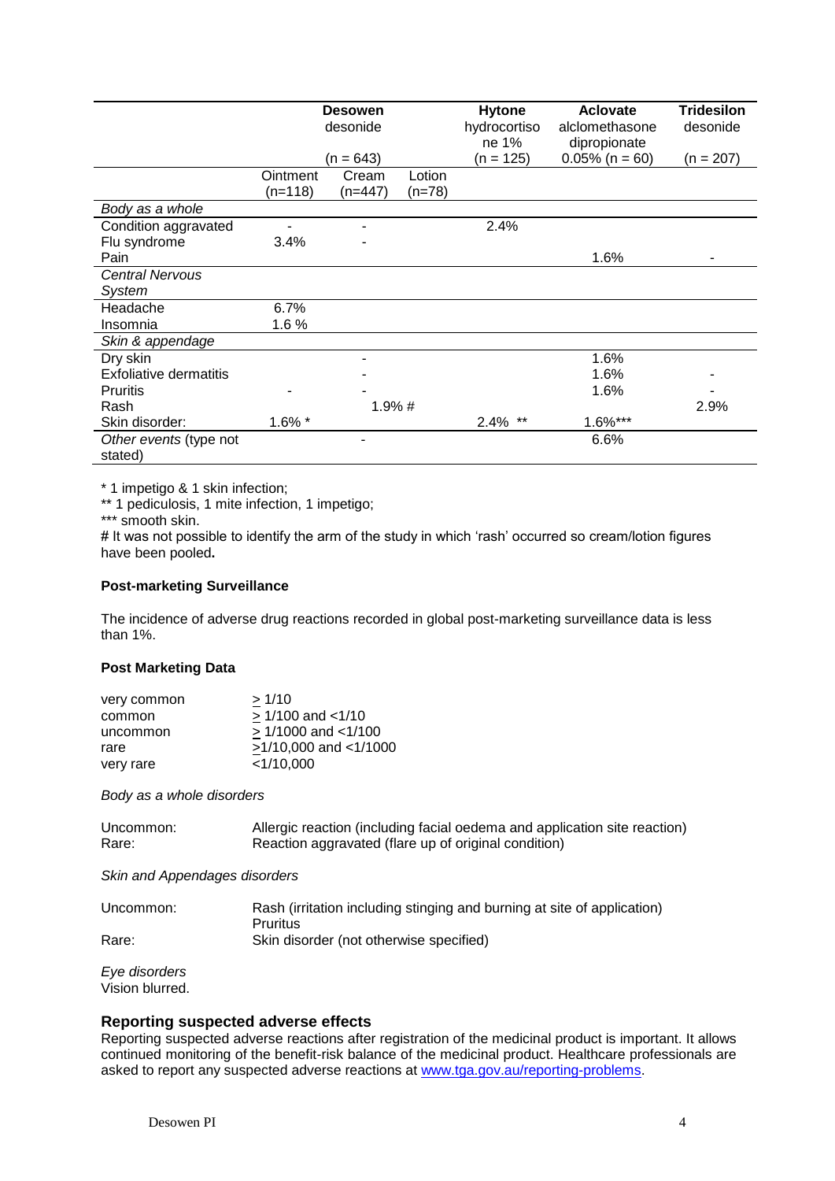| | Desowen desonide (n = 643) | | | Hytone hydrocortisone 1% (n = 125) | Aclovate alclomethasone dipropionate 0.05% (n = 60) | Tridesilon desonide (n = 207) |
|---|---|---|---|---|---|---|
| | Ointment (n=118) | Cream (n=447) | Lotion (n=78) | | | |
| *Body as a whole* | | | | | | |
| Condition aggravated | - | - | | 2.4% | | |
| Flu syndrome | 3.4% | - | | | | |
| Pain | | | | | 1.6% | - |
| *Central Nervous System* | | | | | | |
| Headache | 6.7% | | | | | |
| Insomnia | 1.6 % | | | | | |
| *Skin & appendage* | | | | | | |
| Dry skin | | - | | | 1.6% | |
| Exfoliative dermatitis | | - | | | 1.6% | - |
| Pruritis | - | - | | | 1.6% | - |
| Rash | | 1.9% # | | | | 2.9% |
| Skin disorder: | 1.6% * | | | 2.4% ** | 1.6%*** | |
| *Other events* (type not stated) | | - | | | 6.6% | |

\* 1 impetigo & 1 skin infection;

\*\* 1 pediculosis, 1 mite infection, 1 impetigo;

\*\*\* smooth skin.

\# It was not possible to identify the arm of the study in which 'rash' occurred so cream/lotion figures have been pooled**.**

**Post-marketing Surveillance**

The incidence of adverse drug reactions recorded in global post-marketing surveillance data is less than 1%.

**Post Marketing Data**

| | |
|---|---|
| very common | $\geq$ 1/10 |
| common | $\geq$ 1/100 and <1/10 |
| uncommon | $\geq$ 1/1000 and <1/100 |
| rare | $\geq$1/10,000 and <1/1000 |
| very rare | <1/10,000 |

*Body as a whole disorders*

| | |
|---|---|
| Uncommon: | Allergic reaction (including facial oedema and application site reaction) |
| Rare: | Reaction aggravated (flare up of original condition) |

*Skin and Appendages disorders*

| | |
|---|---|
| Uncommon: | Rash (irritation including stinging and burning at site of application) Pruritus |
| Rare: | Skin disorder (not otherwise specified) |

*Eye disorders*
Vision blurred.

## Reporting suspected adverse effects

Reporting suspected adverse reactions after registration of the medicinal product is important. It allows continued monitoring of the benefit-risk balance of the medicinal product. Healthcare professionals are asked to report any suspected adverse reactions at www.tga.gov.au/reporting-problems.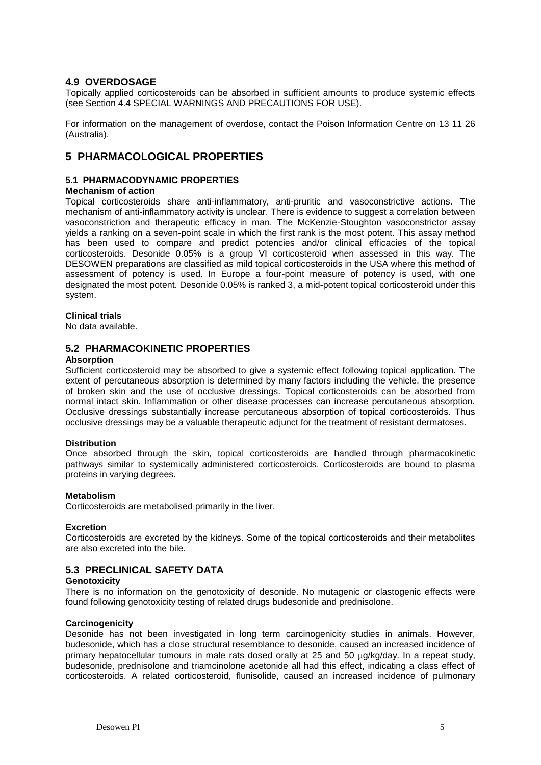## 4.9 OVERDOSAGE

Topically applied corticosteroids can be absorbed in sufficient amounts to produce systemic effects (see Section 4.4 SPECIAL WARNINGS AND PRECAUTIONS FOR USE).

For information on the management of overdose, contact the Poison Information Centre on 13 11 26 (Australia).

# 5 PHARMACOLOGICAL PROPERTIES

### 5.1 PHARMACODYNAMIC PROPERTIES

**Mechanism of action**

Topical corticosteroids share anti-inflammatory, anti-pruritic and vasoconstrictive actions. The mechanism of anti-inflammatory activity is unclear. There is evidence to suggest a correlation between vasoconstriction and therapeutic efficacy in man. The McKenzie-Stoughton vasoconstrictor assay yields a ranking on a seven-point scale in which the first rank is the most potent. This assay method has been used to compare and predict potencies and/or clinical efficacies of the topical corticosteroids. Desonide 0.05% is a group VI corticosteroid when assessed in this way. The DESOWEN preparations are classified as mild topical corticosteroids in the USA where this method of assessment of potency is used. In Europe a four-point measure of potency is used, with one designated the most potent. Desonide 0.05% is ranked 3, a mid-potent topical corticosteroid under this system.

**Clinical trials**

No data available.

## 5.2 PHARMACOKINETIC PROPERTIES

**Absorption**

Sufficient corticosteroid may be absorbed to give a systemic effect following topical application. The extent of percutaneous absorption is determined by many factors including the vehicle, the presence of broken skin and the use of occlusive dressings. Topical corticosteroids can be absorbed from normal intact skin. Inflammation or other disease processes can increase percutaneous absorption. Occlusive dressings substantially increase percutaneous absorption of topical corticosteroids. Thus occlusive dressings may be a valuable therapeutic adjunct for the treatment of resistant dermatoses.

**Distribution**

Once absorbed through the skin, topical corticosteroids are handled through pharmacokinetic pathways similar to systemically administered corticosteroids. Corticosteroids are bound to plasma proteins in varying degrees.

**Metabolism**

Corticosteroids are metabolised primarily in the liver.

**Excretion**

Corticosteroids are excreted by the kidneys. Some of the topical corticosteroids and their metabolites are also excreted into the bile.

## 5.3 PRECLINICAL SAFETY DATA

**Genotoxicity**

There is no information on the genotoxicity of desonide. No mutagenic or clastogenic effects were found following genotoxicity testing of related drugs budesonide and prednisolone.

**Carcinogenicity**

Desonide has not been investigated in long term carcinogenicity studies in animals. However, budesonide, which has a close structural resemblance to desonide, caused an increased incidence of primary hepatocellular tumours in male rats dosed orally at 25 and 50 μg/kg/day. In a repeat study, budesonide, prednisolone and triamcinolone acetonide all had this effect, indicating a class effect of corticosteroids. A related corticosteroid, flunisolide, caused an increased incidence of pulmonary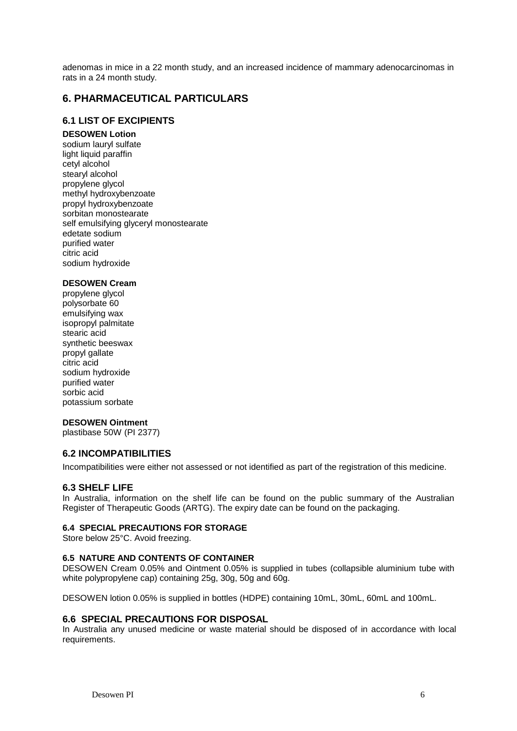adenomas in mice in a 22 month study, and an increased incidence of mammary adenocarcinomas in rats in a 24 month study.

# 6. PHARMACEUTICAL PARTICULARS

## 6.1 LIST OF EXCIPIENTS

**DESOWEN Lotion**

sodium lauryl sulfate
light liquid paraffin
cetyl alcohol
stearyl alcohol
propylene glycol
methyl hydroxybenzoate
propyl hydroxybenzoate
sorbitan monostearate
self emulsifying glyceryl monostearate
edetate sodium
purified water
citric acid
sodium hydroxide

**DESOWEN Cream**

propylene glycol
polysorbate 60
emulsifying wax
isopropyl palmitate
stearic acid
synthetic beeswax
propyl gallate
citric acid
sodium hydroxide
purified water
sorbic acid
potassium sorbate

**DESOWEN Ointment**

plastibase 50W (PI 2377)

## 6.2 INCOMPATIBILITIES

Incompatibilities were either not assessed or not identified as part of the registration of this medicine.

## 6.3 SHELF LIFE

In Australia, information on the shelf life can be found on the public summary of the Australian Register of Therapeutic Goods (ARTG). The expiry date can be found on the packaging.

### 6.4 SPECIAL PRECAUTIONS FOR STORAGE

Store below 25°C. Avoid freezing.

### 6.5 NATURE AND CONTENTS OF CONTAINER

DESOWEN Cream 0.05% and Ointment 0.05% is supplied in tubes (collapsible aluminium tube with white polypropylene cap) containing 25g, 30g, 50g and 60g.

DESOWEN lotion 0.05% is supplied in bottles (HDPE) containing 10mL, 30mL, 60mL and 100mL.

## 6.6 SPECIAL PRECAUTIONS FOR DISPOSAL

In Australia any unused medicine or waste material should be disposed of in accordance with local requirements.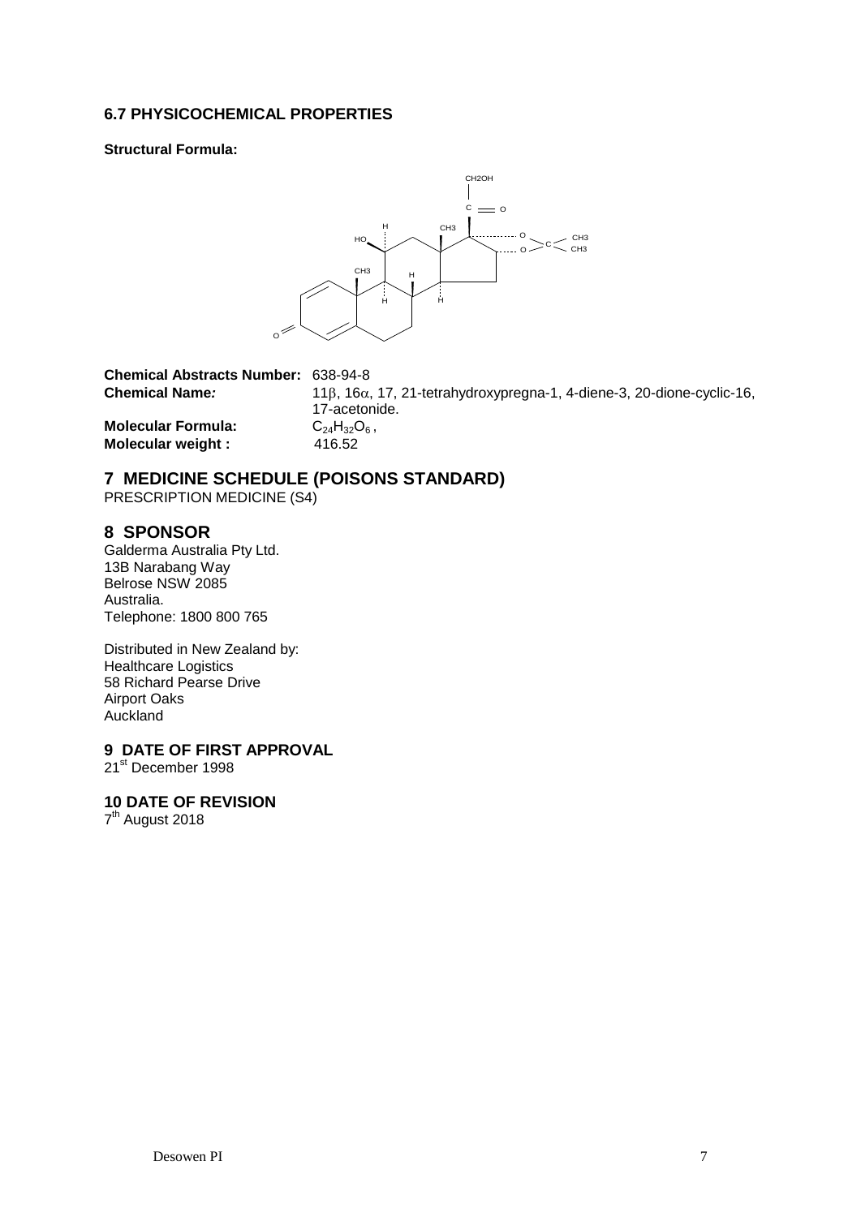### 6.7 PHYSICOCHEMICAL PROPERTIES

**Structural Formula:**

**Chemical Abstracts Number:** 638-94-8

**Chemical Name:** 11β, 16α, 17, 21-tetrahydroxypregna-1, 4-diene-3, 20-dione-cyclic-16, 17-acetonide.

**Molecular Formula:** $C_{24}H_{32}O_6$ ,

**Molecular weight :** 416.52

## 7 MEDICINE SCHEDULE (POISONS STANDARD)

PRESCRIPTION MEDICINE (S4)

## 8 SPONSOR

Galderma Australia Pty Ltd.
13B Narabang Way
Belrose NSW 2085
Australia.
Telephone: 1800 800 765

Distributed in New Zealand by:
Healthcare Logistics
58 Richard Pearse Drive
Airport Oaks
Auckland

## 9 DATE OF FIRST APPROVAL

21st December 1998

## 10 DATE OF REVISION

7th August 2018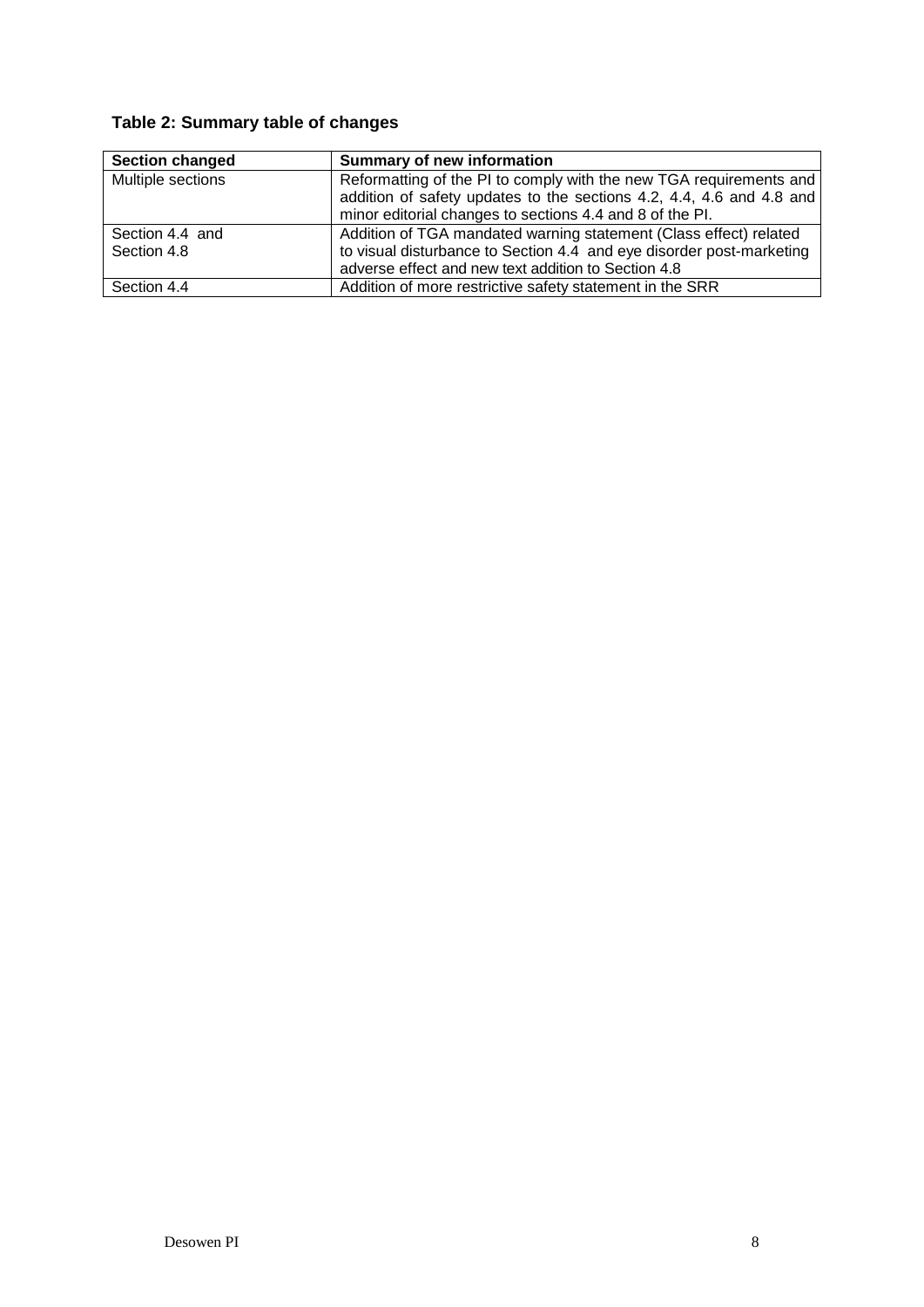**Table 2: Summary table of changes**

| Section changed | Summary of new information |
|---|---|
| Multiple sections | Reformatting of the PI to comply with the new TGA requirements and addition of safety updates to the sections 4.2, 4.4, 4.6 and 4.8 and minor editorial changes to sections 4.4 and 8 of the PI. |
| Section 4.4 and Section 4.8 | Addition of TGA mandated warning statement (Class effect) related to visual disturbance to Section 4.4 and eye disorder post-marketing adverse effect and new text addition to Section 4.8 |
| Section 4.4 | Addition of more restrictive safety statement in the SRR |